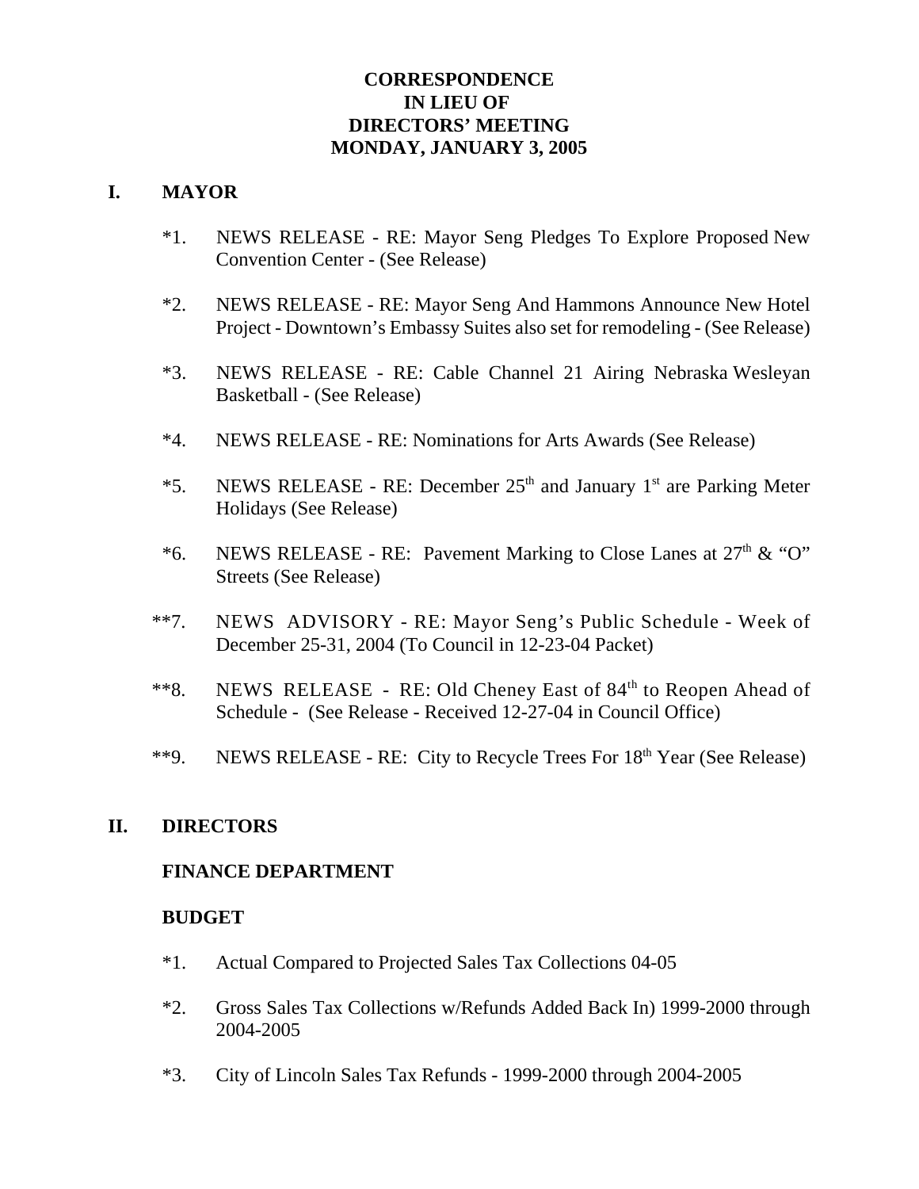# CORRESPONDENCE
# IN LIEU OF
# DIRECTORS' MEETING
# MONDAY, JANUARY 3, 2005

## I. MAYOR

*1. NEWS RELEASE - RE: Mayor Seng Pledges To Explore Proposed New Convention Center - (See Release)

*2. NEWS RELEASE - RE: Mayor Seng And Hammons Announce New Hotel Project - Downtown's Embassy Suites also set for remodeling - (See Release)

*3. NEWS RELEASE - RE: Cable Channel 21 Airing Nebraska Wesleyan Basketball - (See Release)

*4. NEWS RELEASE - RE: Nominations for Arts Awards (See Release)

*5. NEWS RELEASE - RE: December 25th and January 1st are Parking Meter Holidays (See Release)

*6. NEWS RELEASE - RE: Pavement Marking to Close Lanes at 27th & "O" Streets (See Release)

**7. NEWS ADVISORY - RE: Mayor Seng's Public Schedule - Week of December 25-31, 2004 (To Council in 12-23-04 Packet)

**8. NEWS RELEASE - RE: Old Cheney East of 84th to Reopen Ahead of Schedule - (See Release - Received 12-27-04 in Council Office)

**9. NEWS RELEASE - RE: City to Recycle Trees For 18th Year (See Release)

## II. DIRECTORS

### FINANCE DEPARTMENT

### BUDGET

*1. Actual Compared to Projected Sales Tax Collections 04-05

*2. Gross Sales Tax Collections w/Refunds Added Back In) 1999-2000 through 2004-2005

*3. City of Lincoln Sales Tax Refunds - 1999-2000 through 2004-2005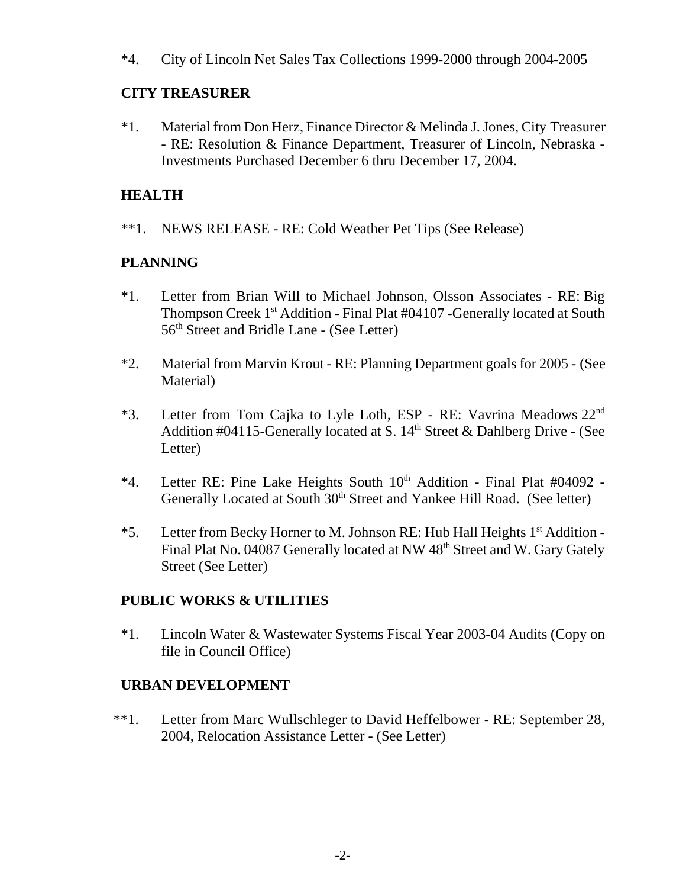*4. City of Lincoln Net Sales Tax Collections 1999-2000 through 2004-2005

## CITY TREASURER

*1. Material from Don Herz, Finance Director & Melinda J. Jones, City Treasurer - RE: Resolution & Finance Department, Treasurer of Lincoln, Nebraska - Investments Purchased December 6 thru December 17, 2004.

## HEALTH

**1. NEWS RELEASE - RE: Cold Weather Pet Tips (See Release)

## PLANNING

*1. Letter from Brian Will to Michael Johnson, Olsson Associates - RE: Big Thompson Creek 1st Addition - Final Plat #04107 -Generally located at South 56th Street and Bridle Lane - (See Letter)

*2. Material from Marvin Krout - RE: Planning Department goals for 2005 - (See Material)

*3. Letter from Tom Cajka to Lyle Loth, ESP - RE: Vavrina Meadows 22nd Addition #04115-Generally located at S. 14th Street & Dahlberg Drive - (See Letter)

*4. Letter RE: Pine Lake Heights South 10th Addition - Final Plat #04092 - Generally Located at South 30th Street and Yankee Hill Road. (See letter)

*5. Letter from Becky Horner to M. Johnson RE: Hub Hall Heights 1st Addition - Final Plat No. 04087 Generally located at NW 48th Street and W. Gary Gately Street (See Letter)

## PUBLIC WORKS & UTILITIES

*1. Lincoln Water & Wastewater Systems Fiscal Year 2003-04 Audits (Copy on file in Council Office)

## URBAN DEVELOPMENT

**1. Letter from Marc Wullschleger to David Heffelbower - RE: September 28, 2004, Relocation Assistance Letter - (See Letter)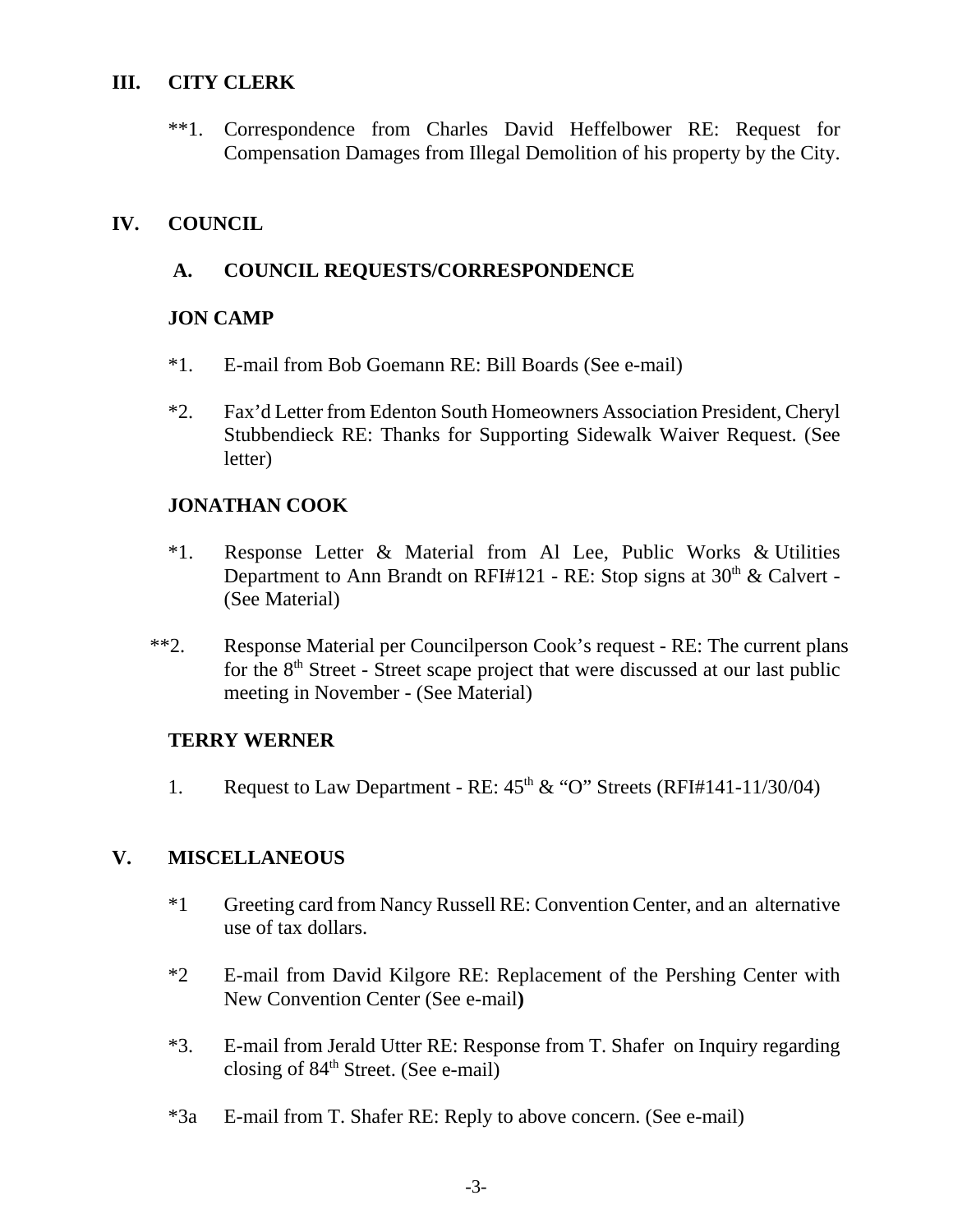## III. CITY CLERK

**1. Correspondence from Charles David Heffelbower RE: Request for Compensation Damages from Illegal Demolition of his property by the City.

## IV. COUNCIL

### A. COUNCIL REQUESTS/CORRESPONDENCE

**JON CAMP**

*1. E-mail from Bob Goemann RE: Bill Boards (See e-mail)

*2. Fax'd Letter from Edenton South Homeowners Association President, Cheryl Stubbendieck RE: Thanks for Supporting Sidewalk Waiver Request. (See letter)

**JONATHAN COOK**

*1. Response Letter & Material from Al Lee, Public Works & Utilities Department to Ann Brandt on RFI#121 - RE: Stop signs at 30th & Calvert - (See Material)

**2. Response Material per Councilperson Cook's request - RE: The current plans for the 8th Street - Street scape project that were discussed at our last public meeting in November - (See Material)

**TERRY WERNER**

1. Request to Law Department - RE: 45th & "O" Streets (RFI#141-11/30/04)

## V. MISCELLANEOUS

*1 Greeting card from Nancy Russell RE: Convention Center, and an alternative use of tax dollars.

*2 E-mail from David Kilgore RE: Replacement of the Pershing Center with New Convention Center (See e-mail)

*3. E-mail from Jerald Utter RE: Response from T. Shafer on Inquiry regarding closing of 84th Street. (See e-mail)

*3a E-mail from T. Shafer RE: Reply to above concern. (See e-mail)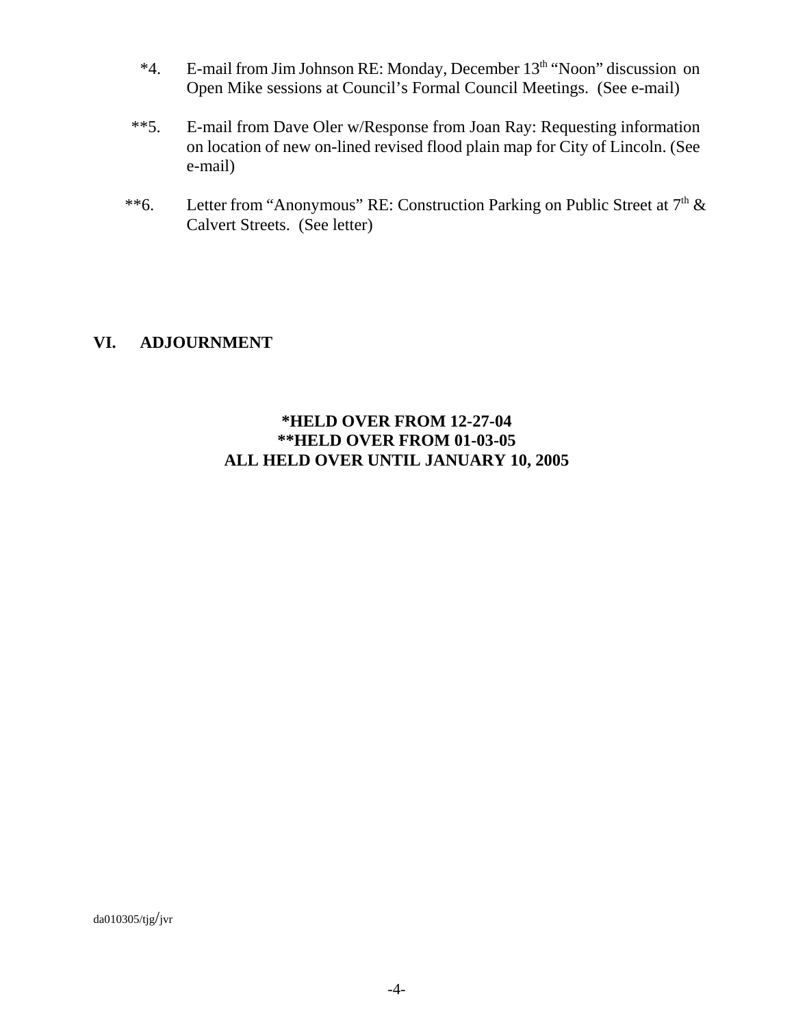*4. E-mail from Jim Johnson RE: Monday, December 13th "Noon" discussion on Open Mike sessions at Council's Formal Council Meetings. (See e-mail)

**5. E-mail from Dave Oler w/Response from Joan Ray: Requesting information on location of new on-lined revised flood plain map for City of Lincoln. (See e-mail)

**6. Letter from "Anonymous" RE: Construction Parking on Public Street at 7th & Calvert Streets. (See letter)

## VI. ADJOURNMENT

**\*HELD OVER FROM 12-27-04**
**\*\*HELD OVER FROM 01-03-05**
**ALL HELD OVER UNTIL JANUARY 10, 2005**

da010305/tjg/jvr